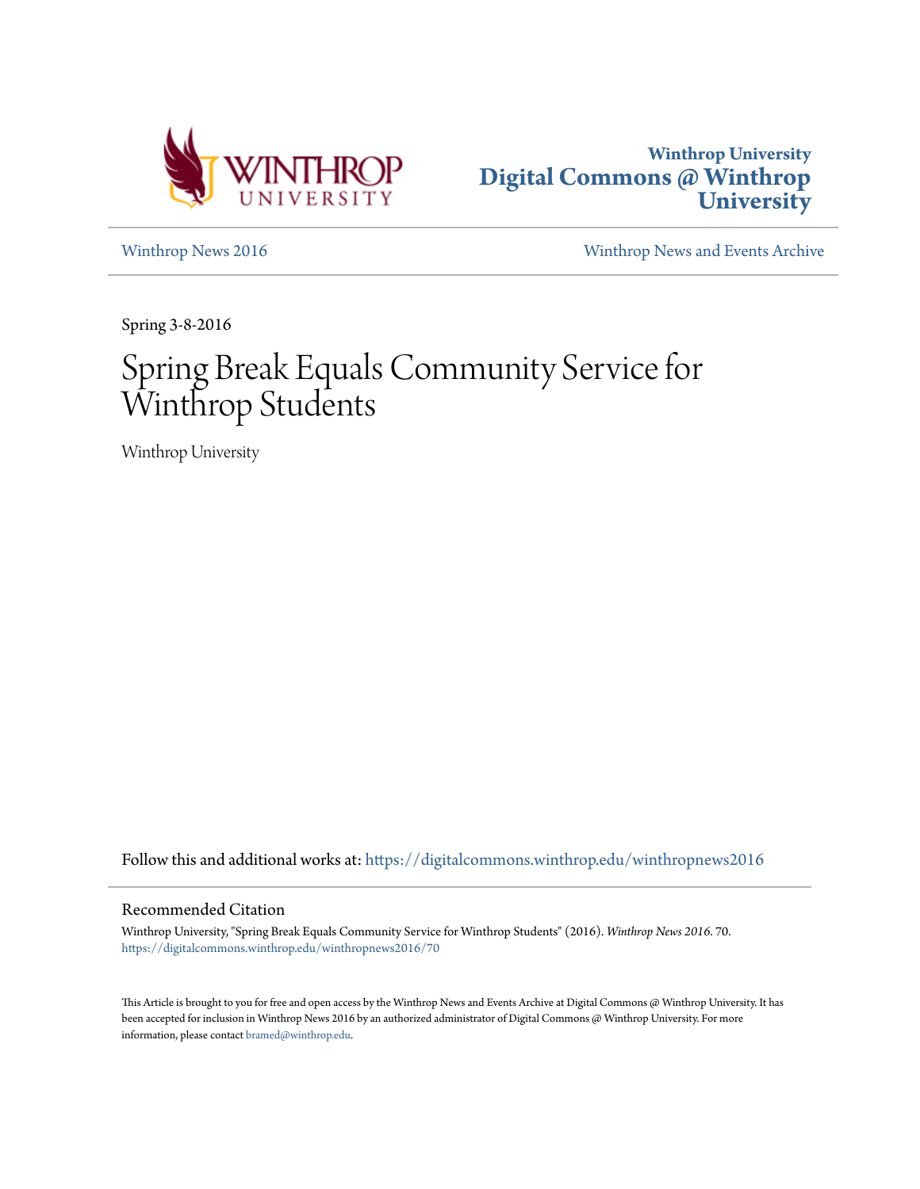Winthrop University

**Digital Commons @ Winthrop University**

Winthrop News 2016 | Winthrop News and Events Archive

Spring 3-8-2016

# Spring Break Equals Community Service for Winthrop Students

Winthrop University

Follow this and additional works at: https://digitalcommons.winthrop.edu/winthropnews2016

## Recommended Citation

Winthrop University, "Spring Break Equals Community Service for Winthrop Students" (2016). *Winthrop News 2016*. 70.
https://digitalcommons.winthrop.edu/winthropnews2016/70

This Article is brought to you for free and open access by the Winthrop News and Events Archive at Digital Commons @ Winthrop University. It has been accepted for inclusion in Winthrop News 2016 by an authorized administrator of Digital Commons @ Winthrop University. For more information, please contact bramed@winthrop.edu.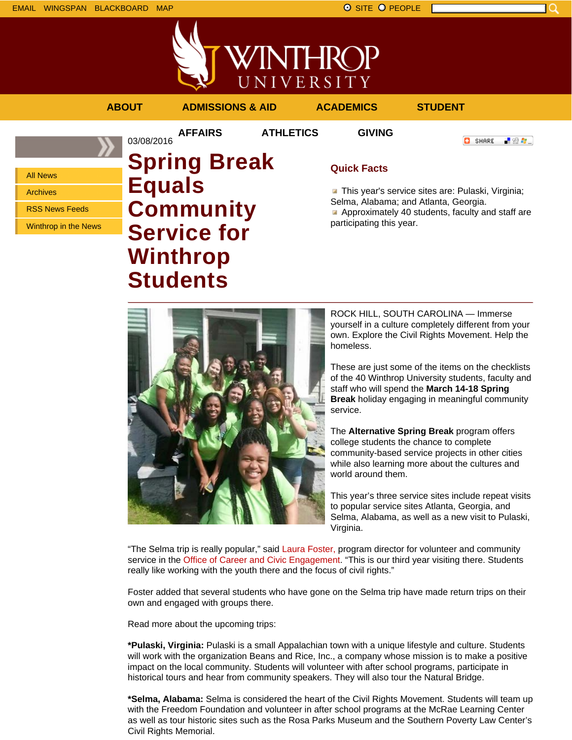EMAIL WINGSPAN BLACKBOARD MAP

SITE PEOPLE

ABOUT ADMISSIONS & AID ACADEMICS STUDENT AFFAIRS ATHLETICS GIVING

- All News
- Archives
- RSS News Feeds
- Winthrop in the News

03/08/2016

# Spring Break Equals Community Service for Winthrop Students

### Quick Facts

- This year's service sites are: Pulaski, Virginia; Selma, Alabama; and Atlanta, Georgia.
- Approximately 40 students, faculty and staff are participating this year.

ROCK HILL, SOUTH CAROLINA — Immerse yourself in a culture completely different from your own. Explore the Civil Rights Movement. Help the homeless.

These are just some of the items on the checklists of the 40 Winthrop University students, faculty and staff who will spend the **March 14-18 Spring Break** holiday engaging in meaningful community service.

The **Alternative Spring Break** program offers college students the chance to complete community-based service projects in other cities while also learning more about the cultures and world around them.

This year's three service sites include repeat visits to popular service sites Atlanta, Georgia, and Selma, Alabama, as well as a new visit to Pulaski, Virginia.

"The Selma trip is really popular," said Laura Foster, program director for volunteer and community service in the Office of Career and Civic Engagement. "This is our third year visiting there. Students really like working with the youth there and the focus of civil rights."

Foster added that several students who have gone on the Selma trip have made return trips on their own and engaged with groups there.

Read more about the upcoming trips:

***Pulaski, Virginia:** Pulaski is a small Appalachian town with a unique lifestyle and culture. Students will work with the organization Beans and Rice, Inc., a company whose mission is to make a positive impact on the local community. Students will volunteer with after school programs, participate in historical tours and hear from community speakers. They will also tour the Natural Bridge.

***Selma, Alabama:** Selma is considered the heart of the Civil Rights Movement. Students will team up with the Freedom Foundation and volunteer in after school programs at the McRae Learning Center as well as tour historic sites such as the Rosa Parks Museum and the Southern Poverty Law Center's Civil Rights Memorial.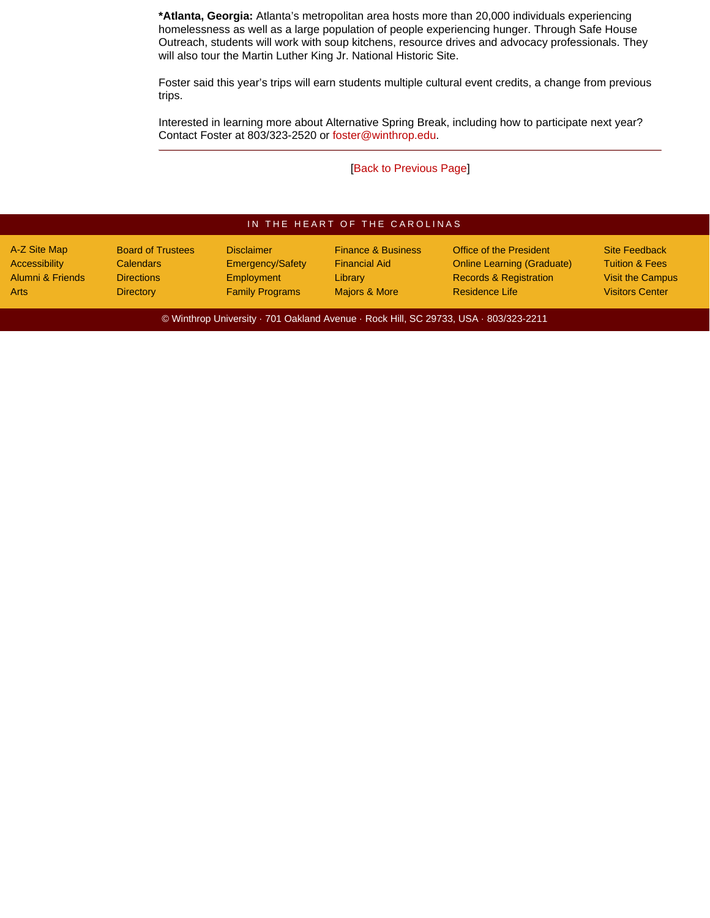**\*Atlanta, Georgia:** Atlanta's metropolitan area hosts more than 20,000 individuals experiencing homelessness as well as a large population of people experiencing hunger. Through Safe House Outreach, students will work with soup kitchens, resource drives and advocacy professionals. They will also tour the Martin Luther King Jr. National Historic Site.

Foster said this year's trips will earn students multiple cultural event credits, a change from previous trips.

Interested in learning more about Alternative Spring Break, including how to participate next year? Contact Foster at 803/323-2520 or foster@winthrop.edu.

---

[Back to Previous Page]

IN THE HEART OF THE CAROLINAS

| | | | | | |
|---|---|---|---|---|---|
| A-Z Site Map | Board of Trustees | Disclaimer | Finance & Business | Office of the President | Site Feedback |
| Accessibility | Calendars | Emergency/Safety | Financial Aid | Online Learning (Graduate) | Tuition & Fees |
| Alumni & Friends | Directions | Employment | Library | Records & Registration | Visit the Campus |
| Arts | Directory | Family Programs | Majors & More | Residence Life | Visitors Center |

© Winthrop University · 701 Oakland Avenue · Rock Hill, SC 29733, USA · 803/323-2211